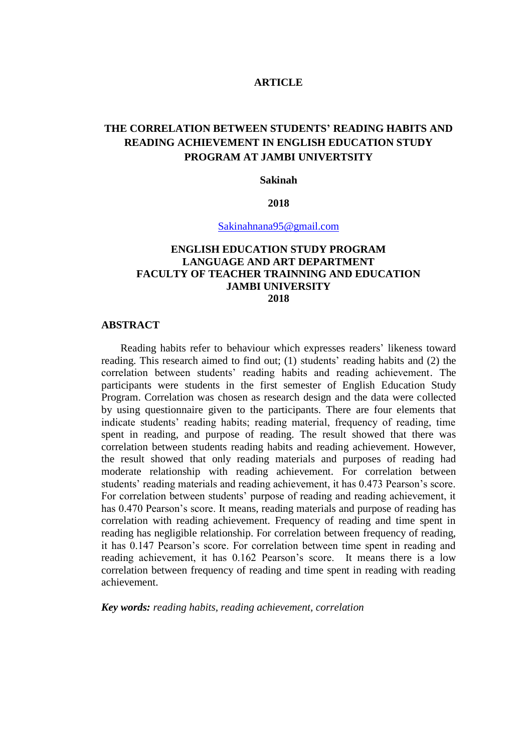**ARTICLE**

# THE CORRELATION BETWEEN STUDENTS' READING HABITS AND READING ACHIEVEMENT IN ENGLISH EDUCATION STUDY PROGRAM AT JAMBI UNIVERTSITY

**Sakinah**

**2018**

Sakinahnana95@gmail.com

**ENGLISH EDUCATION STUDY PROGRAM**
**LANGUAGE AND ART DEPARTMENT**
**FACULTY OF TEACHER TRAINNING AND EDUCATION**
**JAMBI UNIVERSITY**
**2018**

## ABSTRACT

Reading habits refer to behaviour which expresses readers' likeness toward reading. This research aimed to find out; (1) students' reading habits and (2) the correlation between students' reading habits and reading achievement. The participants were students in the first semester of English Education Study Program. Correlation was chosen as research design and the data were collected by using questionnaire given to the participants. There are four elements that indicate students' reading habits; reading material, frequency of reading, time spent in reading, and purpose of reading. The result showed that there was correlation between students reading habits and reading achievement. However, the result showed that only reading materials and purposes of reading had moderate relationship with reading achievement. For correlation between students' reading materials and reading achievement, it has 0.473 Pearson's score. For correlation between students' purpose of reading and reading achievement, it has 0.470 Pearson's score. It means, reading materials and purpose of reading has correlation with reading achievement. Frequency of reading and time spent in reading has negligible relationship. For correlation between frequency of reading, it has 0.147 Pearson's score. For correlation between time spent in reading and reading achievement, it has 0.162 Pearson's score. It means there is a low correlation between frequency of reading and time spent in reading with reading achievement.

***Key words:*** *reading habits, reading achievement, correlation*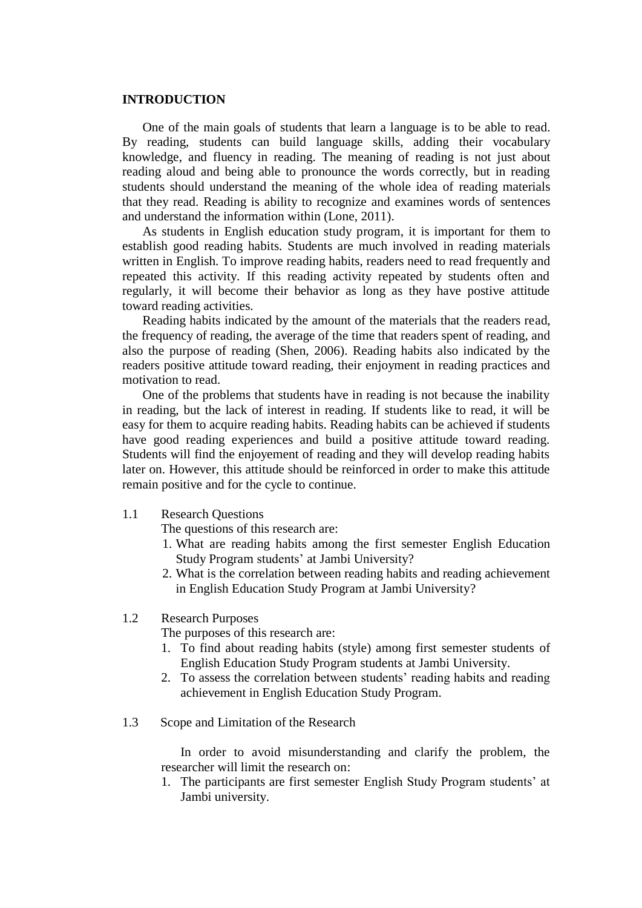## INTRODUCTION

One of the main goals of students that learn a language is to be able to read. By reading, students can build language skills, adding their vocabulary knowledge, and fluency in reading. The meaning of reading is not just about reading aloud and being able to pronounce the words correctly, but in reading students should understand the meaning of the whole idea of reading materials that they read. Reading is ability to recognize and examines words of sentences and understand the information within (Lone, 2011).

As students in English education study program, it is important for them to establish good reading habits. Students are much involved in reading materials written in English. To improve reading habits, readers need to read frequently and repeated this activity. If this reading activity repeated by students often and regularly, it will become their behavior as long as they have postive attitude toward reading activities.

Reading habits indicated by the amount of the materials that the readers read, the frequency of reading, the average of the time that readers spent of reading, and also the purpose of reading (Shen, 2006). Reading habits also indicated by the readers positive attitude toward reading, their enjoyment in reading practices and motivation to read.

One of the problems that students have in reading is not because the inability in reading, but the lack of interest in reading. If students like to read, it will be easy for them to acquire reading habits. Reading habits can be achieved if students have good reading experiences and build a positive attitude toward reading. Students will find the enjoyement of reading and they will develop reading habits later on. However, this attitude should be reinforced in order to make this attitude remain positive and for the cycle to continue.

### 1.1 Research Questions

The questions of this research are:

1. What are reading habits among the first semester English Education Study Program students' at Jambi University?
2. What is the correlation between reading habits and reading achievement in English Education Study Program at Jambi University?

### 1.2 Research Purposes

The purposes of this research are:

1. To find about reading habits (style) among first semester students of English Education Study Program students at Jambi University.
2. To assess the correlation between students' reading habits and reading achievement in English Education Study Program.

### 1.3 Scope and Limitation of the Research

In order to avoid misunderstanding and clarify the problem, the researcher will limit the research on:

1. The participants are first semester English Study Program students' at Jambi university.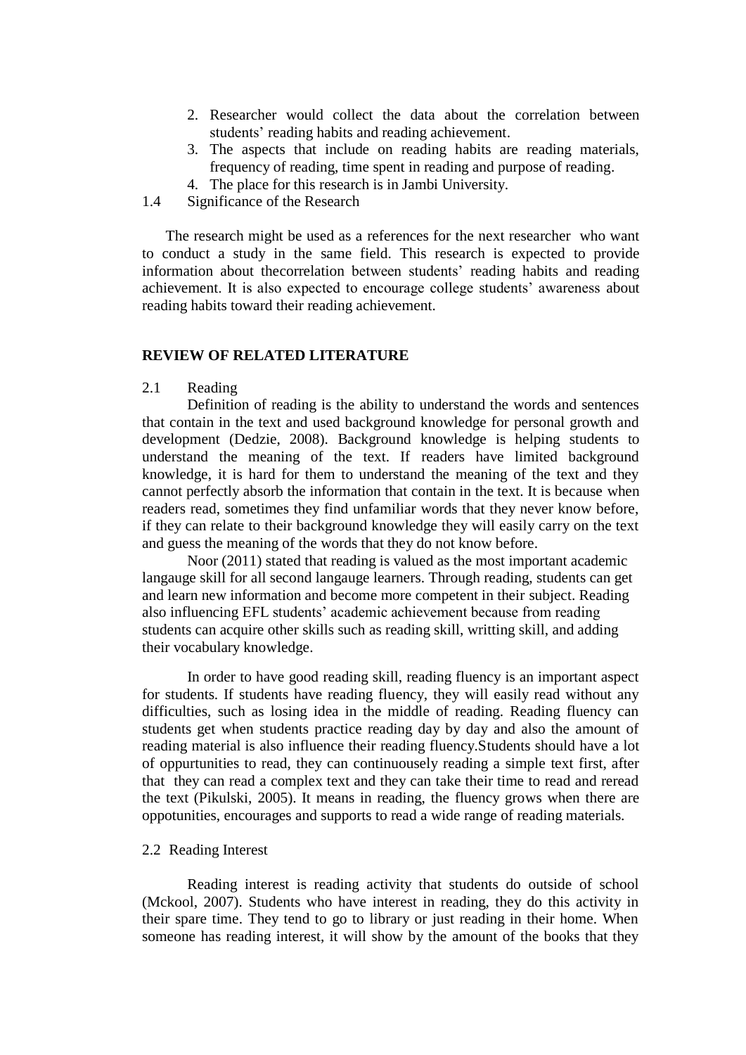2. Researcher would collect the data about the correlation between students' reading habits and reading achievement.
3. The aspects that include on reading habits are reading materials, frequency of reading, time spent in reading and purpose of reading.
4. The place for this research is in Jambi University.

### 1.4 Significance of the Research

The research might be used as a references for the next researcher who want to conduct a study in the same field. This research is expected to provide information about thecorrelation between students' reading habits and reading achievement. It is also expected to encourage college students' awareness about reading habits toward their reading achievement.

## REVIEW OF RELATED LITERATURE

### 2.1 Reading

Definition of reading is the ability to understand the words and sentences that contain in the text and used background knowledge for personal growth and development (Dedzie, 2008). Background knowledge is helping students to understand the meaning of the text. If readers have limited background knowledge, it is hard for them to understand the meaning of the text and they cannot perfectly absorb the information that contain in the text. It is because when readers read, sometimes they find unfamiliar words that they never know before, if they can relate to their background knowledge they will easily carry on the text and guess the meaning of the words that they do not know before.

Noor (2011) stated that reading is valued as the most important academic langauge skill for all second langauge learners. Through reading, students can get and learn new information and become more competent in their subject. Reading also influencing EFL students' academic achievement because from reading students can acquire other skills such as reading skill, writting skill, and adding their vocabulary knowledge.

In order to have good reading skill, reading fluency is an important aspect for students. If students have reading fluency, they will easily read without any difficulties, such as losing idea in the middle of reading. Reading fluency can students get when students practice reading day by day and also the amount of reading material is also influence their reading fluency.Students should have a lot of oppurtunities to read, they can continuousely reading a simple text first, after that they can read a complex text and they can take their time to read and reread the text (Pikulski, 2005). It means in reading, the fluency grows when there are oppotunities, encourages and supports to read a wide range of reading materials.

### 2.2 Reading Interest

Reading interest is reading activity that students do outside of school (Mckool, 2007). Students who have interest in reading, they do this activity in their spare time. They tend to go to library or just reading in their home. When someone has reading interest, it will show by the amount of the books that they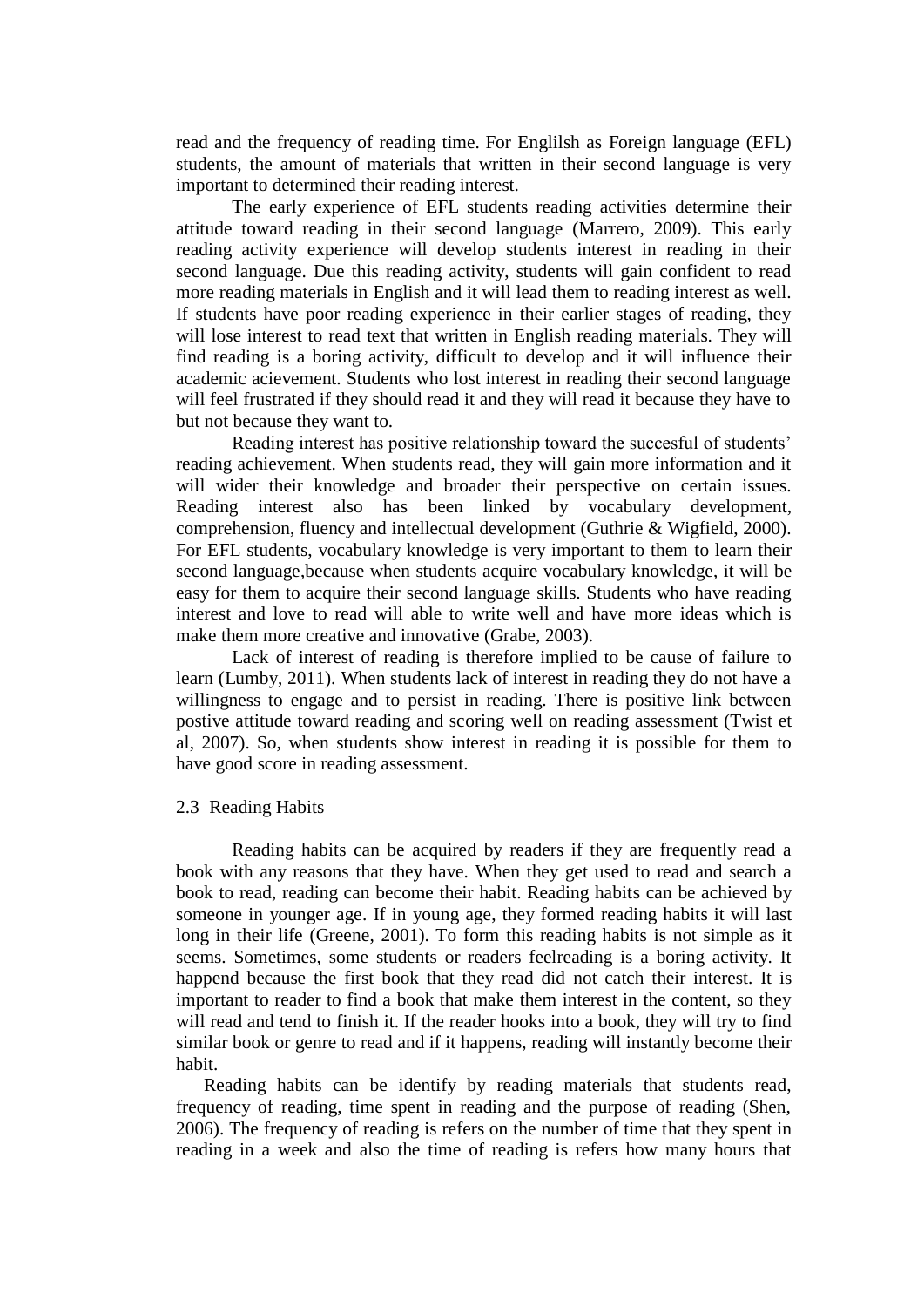read and the frequency of reading time. For Englilsh as Foreign language (EFL) students, the amount of materials that written in their second language is very important to determined their reading interest.

The early experience of EFL students reading activities determine their attitude toward reading in their second language (Marrero, 2009). This early reading activity experience will develop students interest in reading in their second language. Due this reading activity, students will gain confident to read more reading materials in English and it will lead them to reading interest as well. If students have poor reading experience in their earlier stages of reading, they will lose interest to read text that written in English reading materials. They will find reading is a boring activity, difficult to develop and it will influence their academic acievement. Students who lost interest in reading their second language will feel frustrated if they should read it and they will read it because they have to but not because they want to.

Reading interest has positive relationship toward the succesful of students' reading achievement. When students read, they will gain more information and it will wider their knowledge and broader their perspective on certain issues. Reading interest also has been linked by vocabulary development, comprehension, fluency and intellectual development (Guthrie & Wigfield, 2000). For EFL students, vocabulary knowledge is very important to them to learn their second language,because when students acquire vocabulary knowledge, it will be easy for them to acquire their second language skills. Students who have reading interest and love to read will able to write well and have more ideas which is make them more creative and innovative (Grabe, 2003).

Lack of interest of reading is therefore implied to be cause of failure to learn (Lumby, 2011). When students lack of interest in reading they do not have a willingness to engage and to persist in reading. There is positive link between postive attitude toward reading and scoring well on reading assessment (Twist et al, 2007). So, when students show interest in reading it is possible for them to have good score in reading assessment.

### 2.3 Reading Habits

Reading habits can be acquired by readers if they are frequently read a book with any reasons that they have. When they get used to read and search a book to read, reading can become their habit. Reading habits can be achieved by someone in younger age. If in young age, they formed reading habits it will last long in their life (Greene, 2001). To form this reading habits is not simple as it seems. Sometimes, some students or readers feelreading is a boring activity. It happend because the first book that they read did not catch their interest. It is important to reader to find a book that make them interest in the content, so they will read and tend to finish it. If the reader hooks into a book, they will try to find similar book or genre to read and if it happens, reading will instantly become their habit.

Reading habits can be identify by reading materials that students read, frequency of reading, time spent in reading and the purpose of reading (Shen, 2006). The frequency of reading is refers on the number of time that they spent in reading in a week and also the time of reading is refers how many hours that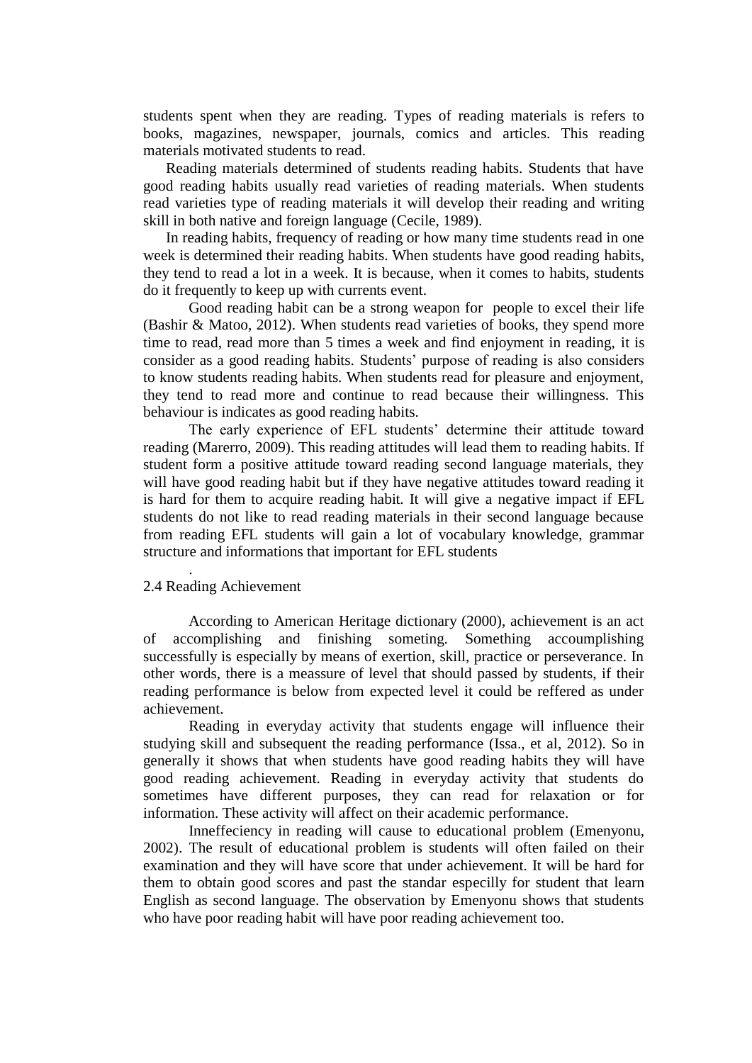students spent when they are reading. Types of reading materials is refers to books, magazines, newspaper, journals, comics and articles. This reading materials motivated students to read.

Reading materials determined of students reading habits. Students that have good reading habits usually read varieties of reading materials. When students read varieties type of reading materials it will develop their reading and writing skill in both native and foreign language (Cecile, 1989).

In reading habits, frequency of reading or how many time students read in one week is determined their reading habits. When students have good reading habits, they tend to read a lot in a week. It is because, when it comes to habits, students do it frequently to keep up with currents event.

Good reading habit can be a strong weapon for people to excel their life (Bashir & Matoo, 2012). When students read varieties of books, they spend more time to read, read more than 5 times a week and find enjoyment in reading, it is consider as a good reading habits. Students' purpose of reading is also considers to know students reading habits. When students read for pleasure and enjoyment, they tend to read more and continue to read because their willingness. This behaviour is indicates as good reading habits.

The early experience of EFL students' determine their attitude toward reading (Marerro, 2009). This reading attitudes will lead them to reading habits. If student form a positive attitude toward reading second language materials, they will have good reading habit but if they have negative attitudes toward reading it is hard for them to acquire reading habit. It will give a negative impact if EFL students do not like to read reading materials in their second language because from reading EFL students will gain a lot of vocabulary knowledge, grammar structure and informations that important for EFL students

.

## 2.4 Reading Achievement

According to American Heritage dictionary (2000), achievement is an act of accomplishing and finishing someting. Something accoumplishing successfully is especially by means of exertion, skill, practice or perseverance. In other words, there is a meassure of level that should passed by students, if their reading performance is below from expected level it could be reffered as under achievement.

Reading in everyday activity that students engage will influence their studying skill and subsequent the reading performance (Issa., et al, 2012). So in generally it shows that when students have good reading habits they will have good reading achievement. Reading in everyday activity that students do sometimes have different purposes, they can read for relaxation or for information. These activity will affect on their academic performance.

Inneffeciency in reading will cause to educational problem (Emenyonu, 2002). The result of educational problem is students will often failed on their examination and they will have score that under achievement. It will be hard for them to obtain good scores and past the standar especilly for student that learn English as second language. The observation by Emenyonu shows that students who have poor reading habit will have poor reading achievement too.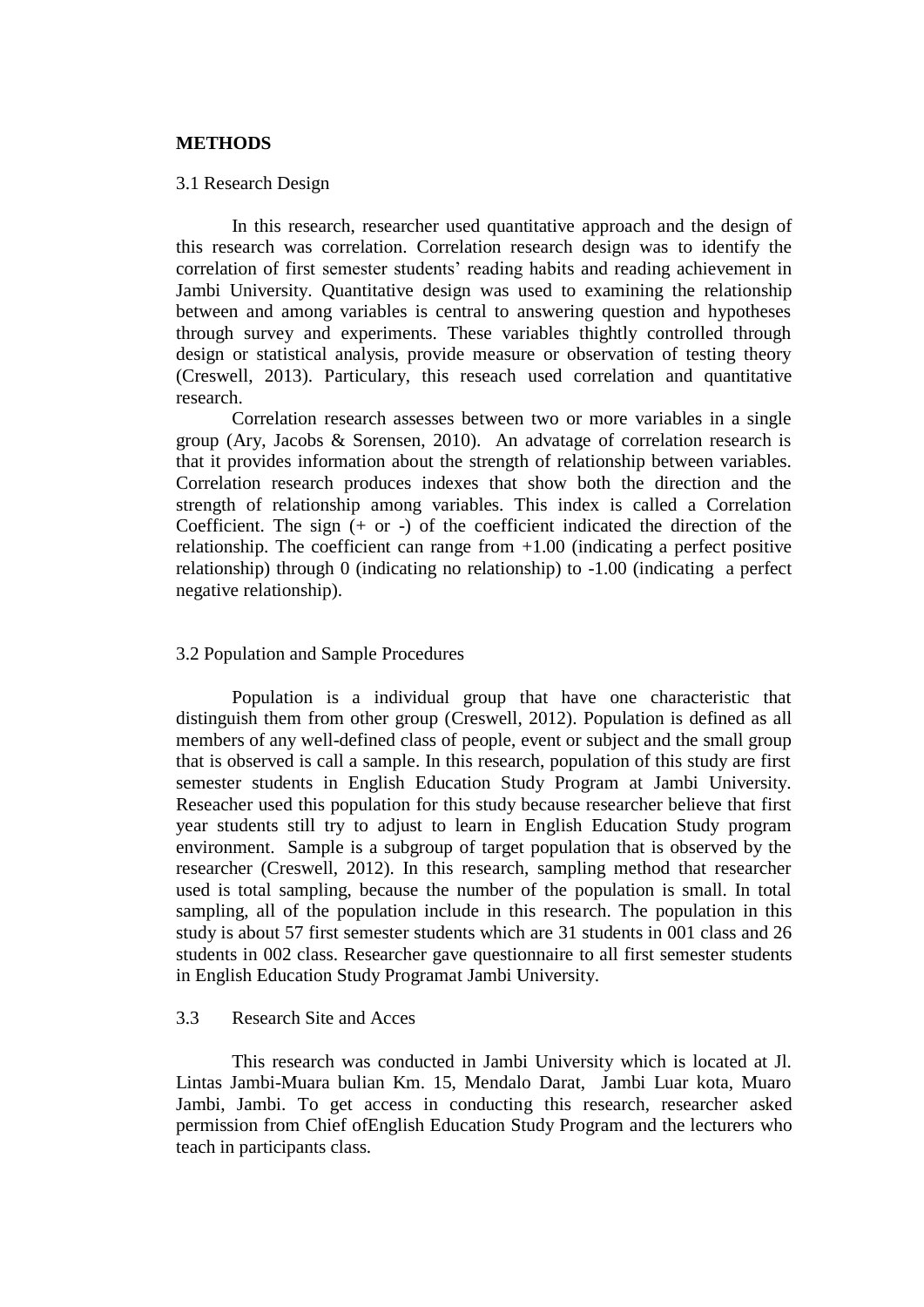## METHODS

### 3.1 Research Design

In this research, researcher used quantitative approach and the design of this research was correlation. Correlation research design was to identify the correlation of first semester students' reading habits and reading achievement in Jambi University. Quantitative design was used to examining the relationship between and among variables is central to answering question and hypotheses through survey and experiments. These variables thightly controlled through design or statistical analysis, provide measure or observation of testing theory (Creswell, 2013). Particulary, this reseach used correlation and quantitative research.

Correlation research assesses between two or more variables in a single group (Ary, Jacobs & Sorensen, 2010). An advatage of correlation research is that it provides information about the strength of relationship between variables. Correlation research produces indexes that show both the direction and the strength of relationship among variables. This index is called a Correlation Coefficient. The sign (+ or -) of the coefficient indicated the direction of the relationship. The coefficient can range from +1.00 (indicating a perfect positive relationship) through 0 (indicating no relationship) to -1.00 (indicating a perfect negative relationship).

### 3.2 Population and Sample Procedures

Population is a individual group that have one characteristic that distinguish them from other group (Creswell, 2012). Population is defined as all members of any well-defined class of people, event or subject and the small group that is observed is call a sample. In this research, population of this study are first semester students in English Education Study Program at Jambi University. Reseacher used this population for this study because researcher believe that first year students still try to adjust to learn in English Education Study program environment. Sample is a subgroup of target population that is observed by the researcher (Creswell, 2012). In this research, sampling method that researcher used is total sampling, because the number of the population is small. In total sampling, all of the population include in this research. The population in this study is about 57 first semester students which are 31 students in 001 class and 26 students in 002 class. Researcher gave questionnaire to all first semester students in English Education Study Programat Jambi University.

### 3.3 Research Site and Acces

This research was conducted in Jambi University which is located at Jl. Lintas Jambi-Muara bulian Km. 15, Mendalo Darat, Jambi Luar kota, Muaro Jambi, Jambi. To get access in conducting this research, researcher asked permission from Chief ofEnglish Education Study Program and the lecturers who teach in participants class.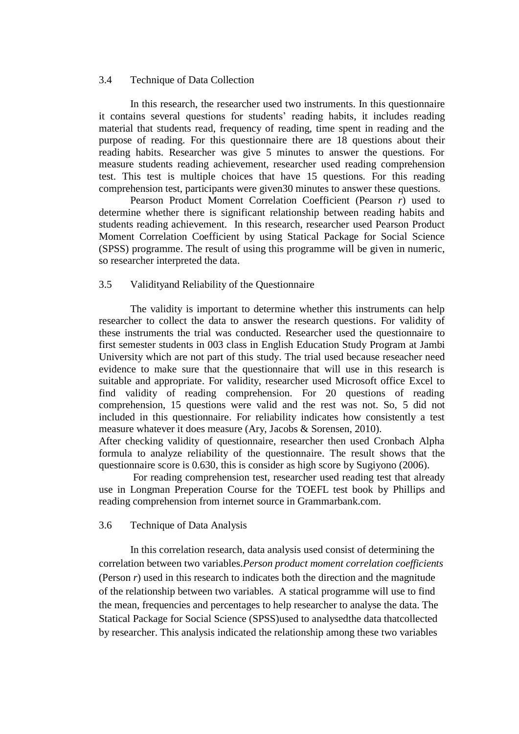### 3.4 Technique of Data Collection

In this research, the researcher used two instruments. In this questionnaire it contains several questions for students' reading habits, it includes reading material that students read, frequency of reading, time spent in reading and the purpose of reading. For this questionnaire there are 18 questions about their reading habits. Researcher was give 5 minutes to answer the questions. For measure students reading achievement, researcher used reading comprehension test. This test is multiple choices that have 15 questions. For this reading comprehension test, participants were given30 minutes to answer these questions.

Pearson Product Moment Correlation Coefficient (Pearson *r*) used to determine whether there is significant relationship between reading habits and students reading achievement. In this research, researcher used Pearson Product Moment Correlation Coefficient by using Statical Package for Social Science (SPSS) programme. The result of using this programme will be given in numeric, so researcher interpreted the data.

### 3.5 Validityand Reliability of the Questionnaire

The validity is important to determine whether this instruments can help researcher to collect the data to answer the research questions. For validity of these instruments the trial was conducted. Researcher used the questionnaire to first semester students in 003 class in English Education Study Program at Jambi University which are not part of this study. The trial used because reseacher need evidence to make sure that the questionnaire that will use in this research is suitable and appropriate. For validity, researcher used Microsoft office Excel to find validity of reading comprehension. For 20 questions of reading comprehension, 15 questions were valid and the rest was not. So, 5 did not included in this questionnaire. For reliability indicates how consistently a test measure whatever it does measure (Ary, Jacobs & Sorensen, 2010).

After checking validity of questionnaire, researcher then used Cronbach Alpha formula to analyze reliability of the questionnaire. The result shows that the questionnaire score is 0.630, this is consider as high score by Sugiyono (2006).

For reading comprehension test, researcher used reading test that already use in Longman Preperation Course for the TOEFL test book by Phillips and reading comprehension from internet source in Grammarbank.com.

### 3.6 Technique of Data Analysis

In this correlation research, data analysis used consist of determining the correlation between two variables.*Person product moment correlation coefficients* (Person *r*) used in this research to indicates both the direction and the magnitude of the relationship between two variables. A statical programme will use to find the mean, frequencies and percentages to help researcher to analyse the data. The Statical Package for Social Science (SPSS)used to analysedthe data thatcollected by researcher. This analysis indicated the relationship among these two variables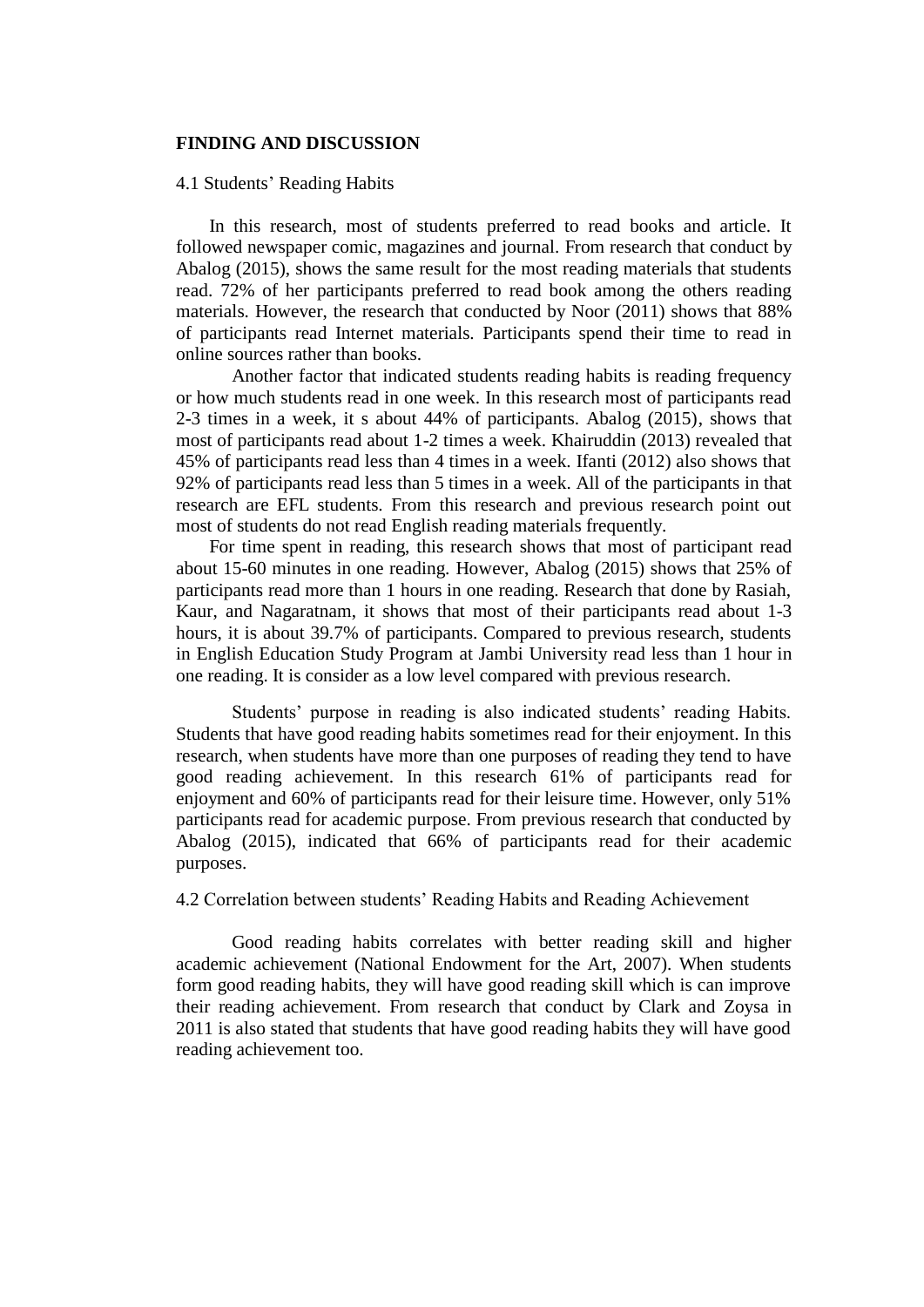## FINDING AND DISCUSSION

### 4.1 Students' Reading Habits

In this research, most of students preferred to read books and article. It followed newspaper comic, magazines and journal. From research that conduct by Abalog (2015), shows the same result for the most reading materials that students read. 72% of her participants preferred to read book among the others reading materials. However, the research that conducted by Noor (2011) shows that 88% of participants read Internet materials. Participants spend their time to read in online sources rather than books.

Another factor that indicated students reading habits is reading frequency or how much students read in one week. In this research most of participants read 2-3 times in a week, it s about 44% of participants. Abalog (2015), shows that most of participants read about 1-2 times a week. Khairuddin (2013) revealed that 45% of participants read less than 4 times in a week. Ifanti (2012) also shows that 92% of participants read less than 5 times in a week. All of the participants in that research are EFL students. From this research and previous research point out most of students do not read English reading materials frequently.

For time spent in reading, this research shows that most of participant read about 15-60 minutes in one reading. However, Abalog (2015) shows that 25% of participants read more than 1 hours in one reading. Research that done by Rasiah, Kaur, and Nagaratnam, it shows that most of their participants read about 1-3 hours, it is about 39.7% of participants. Compared to previous research, students in English Education Study Program at Jambi University read less than 1 hour in one reading. It is consider as a low level compared with previous research.

Students' purpose in reading is also indicated students' reading Habits. Students that have good reading habits sometimes read for their enjoyment. In this research, when students have more than one purposes of reading they tend to have good reading achievement. In this research 61% of participants read for enjoyment and 60% of participants read for their leisure time. However, only 51% participants read for academic purpose. From previous research that conducted by Abalog (2015), indicated that 66% of participants read for their academic purposes.

### 4.2 Correlation between students' Reading Habits and Reading Achievement

Good reading habits correlates with better reading skill and higher academic achievement (National Endowment for the Art, 2007). When students form good reading habits, they will have good reading skill which is can improve their reading achievement. From research that conduct by Clark and Zoysa in 2011 is also stated that students that have good reading habits they will have good reading achievement too.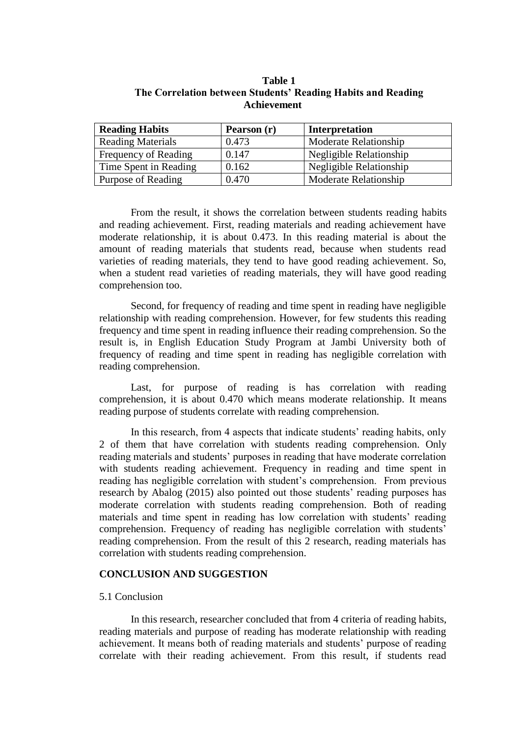**Table 1**
**The Correlation between Students' Reading Habits and Reading Achievement**

| Reading Habits | Pearson (r) | Interpretation |
|---|---|---|
| Reading Materials | 0.473 | Moderate Relationship |
| Frequency of Reading | 0.147 | Negligible Relationship |
| Time Spent in Reading | 0.162 | Negligible Relationship |
| Purpose of Reading | 0.470 | Moderate Relationship |

From the result, it shows the correlation between students reading habits and reading achievement. First, reading materials and reading achievement have moderate relationship, it is about 0.473. In this reading material is about the amount of reading materials that students read, because when students read varieties of reading materials, they tend to have good reading achievement. So, when a student read varieties of reading materials, they will have good reading comprehension too.

Second, for frequency of reading and time spent in reading have negligible relationship with reading comprehension. However, for few students this reading frequency and time spent in reading influence their reading comprehension. So the result is, in English Education Study Program at Jambi University both of frequency of reading and time spent in reading has negligible correlation with reading comprehension.

Last, for purpose of reading is has correlation with reading comprehension, it is about 0.470 which means moderate relationship. It means reading purpose of students correlate with reading comprehension.

In this research, from 4 aspects that indicate students' reading habits, only 2 of them that have correlation with students reading comprehension. Only reading materials and students' purposes in reading that have moderate correlation with students reading achievement. Frequency in reading and time spent in reading has negligible correlation with student's comprehension. From previous research by Abalog (2015) also pointed out those students' reading purposes has moderate correlation with students reading comprehension. Both of reading materials and time spent in reading has low correlation with students' reading comprehension. Frequency of reading has negligible correlation with students' reading comprehension. From the result of this 2 research, reading materials has correlation with students reading comprehension.

## CONCLUSION AND SUGGESTION

### 5.1 Conclusion

In this research, researcher concluded that from 4 criteria of reading habits, reading materials and purpose of reading has moderate relationship with reading achievement. It means both of reading materials and students' purpose of reading correlate with their reading achievement. From this result, if students read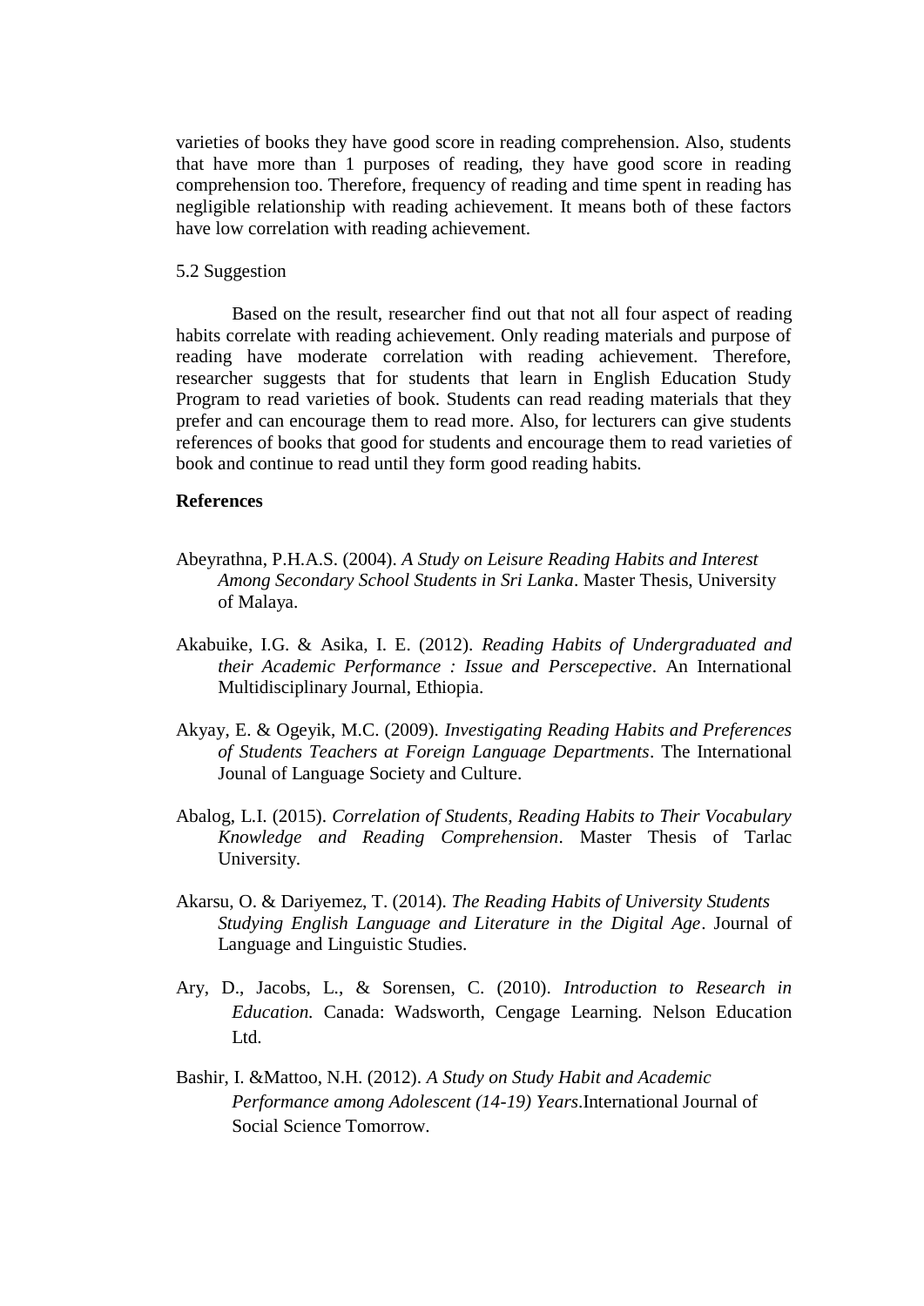varieties of books they have good score in reading comprehension. Also, students that have more than 1 purposes of reading, they have good score in reading comprehension too. Therefore, frequency of reading and time spent in reading has negligible relationship with reading achievement. It means both of these factors have low correlation with reading achievement.

5.2 Suggestion

Based on the result, researcher find out that not all four aspect of reading habits correlate with reading achievement. Only reading materials and purpose of reading have moderate correlation with reading achievement. Therefore, researcher suggests that for students that learn in English Education Study Program to read varieties of book. Students can read reading materials that they prefer and can encourage them to read more. Also, for lecturers can give students references of books that good for students and encourage them to read varieties of book and continue to read until they form good reading habits.

**References**

Abeyrathna, P.H.A.S. (2004). *A Study on Leisure Reading Habits and Interest Among Secondary School Students in Sri Lanka*. Master Thesis, University of Malaya.

Akabuike, I.G. & Asika, I. E. (2012). *Reading Habits of Undergraduated and their Academic Performance : Issue and Perscepective*. An International Multidisciplinary Journal, Ethiopia.

Akyay, E. & Ogeyik, M.C. (2009). *Investigating Reading Habits and Preferences of Students Teachers at Foreign Language Departments*. The International Jounal of Language Society and Culture.

Abalog, L.I. (2015). *Correlation of Students, Reading Habits to Their Vocabulary Knowledge and Reading Comprehension*. Master Thesis of Tarlac University.

Akarsu, O. & Dariyemez, T. (2014). *The Reading Habits of University Students Studying English Language and Literature in the Digital Age*. Journal of Language and Linguistic Studies.

Ary, D., Jacobs, L., & Sorensen, C. (2010). *Introduction to Research in Education.* Canada: Wadsworth, Cengage Learning. Nelson Education Ltd.

Bashir, I. &Mattoo, N.H. (2012). *A Study on Study Habit and Academic Performance among Adolescent (14-19) Years*.International Journal of Social Science Tomorrow.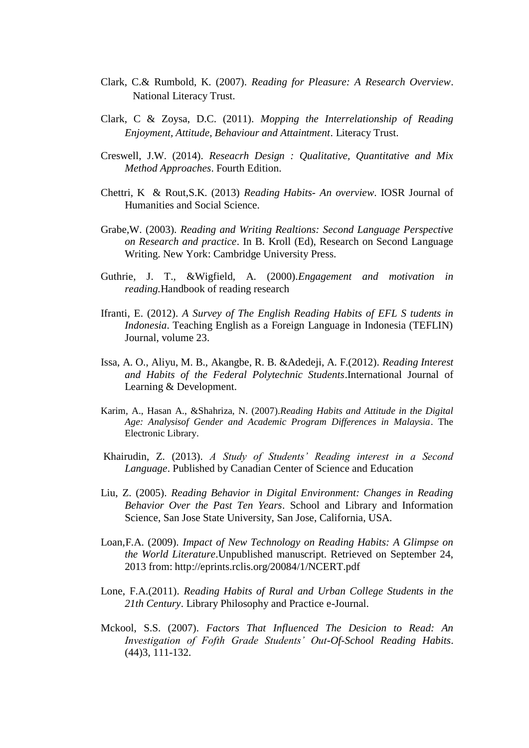Clark, C.& Rumbold, K. (2007). *Reading for Pleasure: A Research Overview*. National Literacy Trust.

Clark, C & Zoysa, D.C. (2011). *Mopping the Interrelationship of Reading Enjoyment, Attitude, Behaviour and Attaintment*. Literacy Trust.

Creswell, J.W. (2014). *Reseacrh Design : Qualitative, Quantitative and Mix Method Approaches*. Fourth Edition.

Chettri, K & Rout,S.K. (2013) *Reading Habits- An overview*. IOSR Journal of Humanities and Social Science.

Grabe,W. (2003). *Reading and Writing Realtions: Second Language Perspective on Research and practice*. In B. Kroll (Ed), Research on Second Language Writing. New York: Cambridge University Press.

Guthrie, J. T., &Wigfield, A. (2000).*Engagement and motivation in reading.*Handbook of reading research

Ifranti, E. (2012). *A Survey of The English Reading Habits of EFL S tudents in Indonesia*. Teaching English as a Foreign Language in Indonesia (TEFLIN) Journal, volume 23.

Issa, A. O., Aliyu, M. B., Akangbe, R. B. &Adedeji, A. F.(2012). *Reading Interest and Habits of the Federal Polytechnic Students*.International Journal of Learning & Development.

Karim, A., Hasan A., &Shahriza, N. (2007).*Reading Habits and Attitude in the Digital Age: Analysisof Gender and Academic Program Differences in Malaysia*. The Electronic Library.

Khairudin, Z. (2013). *A Study of Students' Reading interest in a Second Language*. Published by Canadian Center of Science and Education

Liu, Z. (2005). *Reading Behavior in Digital Environment: Changes in Reading Behavior Over the Past Ten Years*. School and Library and Information Science, San Jose State University, San Jose, California, USA.

Loan,F.A. (2009). *Impact of New Technology on Reading Habits: A Glimpse on the World Literature*.Unpublished manuscript. Retrieved on September 24, 2013 from: http://eprints.rclis.org/20084/1/NCERT.pdf

Lone, F.A.(2011). *Reading Habits of Rural and Urban College Students in the 21th Century*. Library Philosophy and Practice e-Journal.

Mckool, S.S. (2007). *Factors That Influenced The Desicion to Read: An Investigation of Fofth Grade Students' Out-Of-School Reading Habits*. (44)3, 111-132.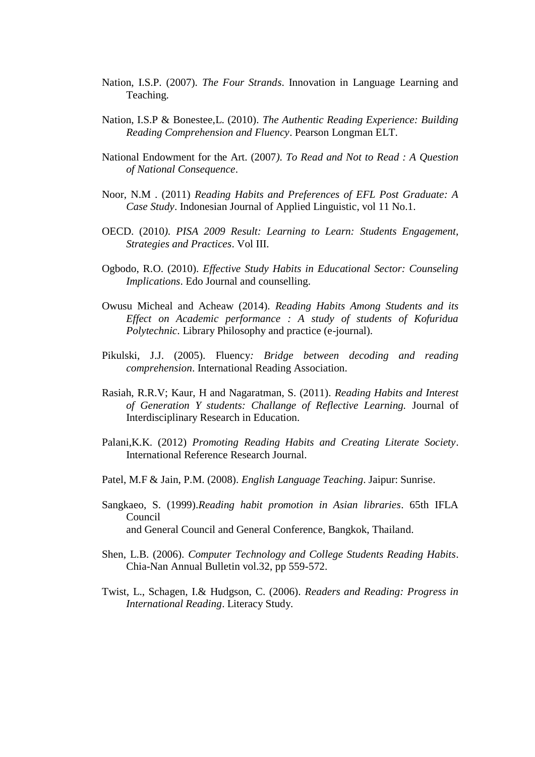Nation, I.S.P. (2007). *The Four Strands*. Innovation in Language Learning and Teaching.

Nation, I.S.P & Bonestee,L. (2010). *The Authentic Reading Experience: Building Reading Comprehension and Fluency*. Pearson Longman ELT.

National Endowment for the Art. (2007*). To Read and Not to Read : A Question of National Consequence*.

Noor, N.M . (2011) *Reading Habits and Preferences of EFL Post Graduate: A Case Study*. Indonesian Journal of Applied Linguistic, vol 11 No.1.

OECD. (2010*). PISA 2009 Result: Learning to Learn: Students Engagement, Strategies and Practices*. Vol III.

Ogbodo, R.O. (2010). *Effective Study Habits in Educational Sector: Counseling Implications*. Edo Journal and counselling.

Owusu Micheal and Acheaw (2014). *Reading Habits Among Students and its Effect on Academic performance : A study of students of Kofuridua Polytechnic*. Library Philosophy and practice (e-journal).

Pikulski, J.J. (2005). Fluency*: Bridge between decoding and reading comprehension*. International Reading Association.

Rasiah, R.R.V; Kaur, H and Nagaratman, S. (2011). *Reading Habits and Interest of Generation Y students: Challange of Reflective Learning.* Journal of Interdisciplinary Research in Education.

Palani,K.K. (2012) *Promoting Reading Habits and Creating Literate Society*. International Reference Research Journal.

Patel, M.F & Jain, P.M. (2008). *English Language Teaching*. Jaipur: Sunrise.

Sangkaeo, S. (1999).*Reading habit promotion in Asian libraries*. 65th IFLA Council
and General Council and General Conference, Bangkok, Thailand.

Shen, L.B. (2006). *Computer Technology and College Students Reading Habits*. Chia-Nan Annual Bulletin vol.32, pp 559-572.

Twist, L., Schagen, I.& Hudgson, C. (2006). *Readers and Reading: Progress in International Reading*. Literacy Study.